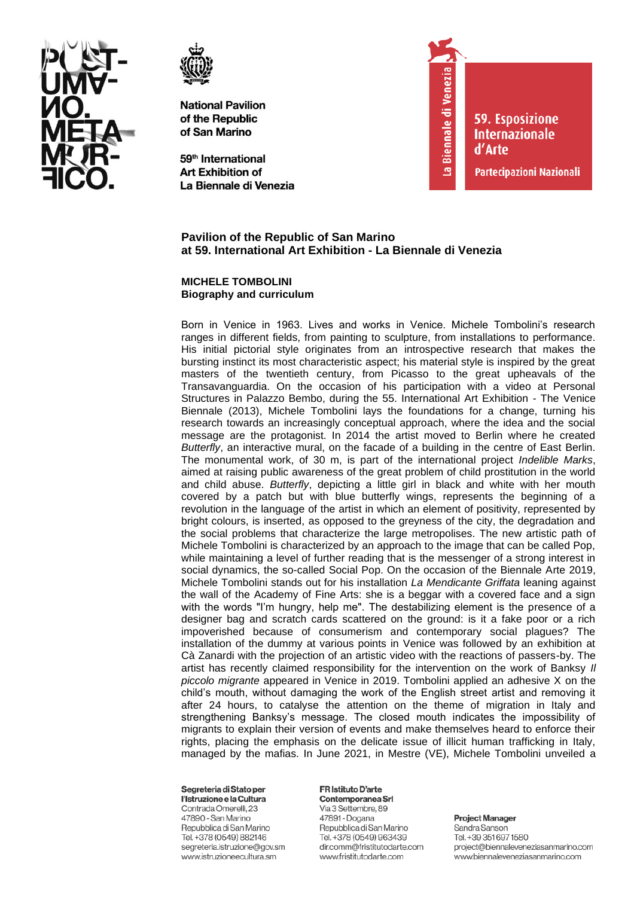National Pavilion
of the Republic
of San Marino

59th International
Art Exhibition of
La Biennale di Venezia

La Biennale di Venezia

59. Esposizione Internazionale d'Arte

Partecipazioni Nazionali

## Pavilion of the Republic of San Marino at 59. International Art Exhibition - La Biennale di Venezia

### MICHELE TOMBOLINI
### Biography and curriculum

Born in Venice in 1963. Lives and works in Venice. Michele Tombolini's research ranges in different fields, from painting to sculpture, from installations to performance. His initial pictorial style originates from an introspective research that makes the bursting instinct its most characteristic aspect; his material style is inspired by the great masters of the twentieth century, from Picasso to the great upheavals of the Transavanguardia. On the occasion of his participation with a video at Personal Structures in Palazzo Bembo, during the 55. International Art Exhibition - The Venice Biennale (2013), Michele Tombolini lays the foundations for a change, turning his research towards an increasingly conceptual approach, where the idea and the social message are the protagonist. In 2014 the artist moved to Berlin where he created *Butterfly*, an interactive mural, on the facade of a building in the centre of East Berlin. The monumental work, of 30 m, is part of the international project *Indelible Marks*, aimed at raising public awareness of the great problem of child prostitution in the world and child abuse. *Butterfly*, depicting a little girl in black and white with her mouth covered by a patch but with blue butterfly wings, represents the beginning of a revolution in the language of the artist in which an element of positivity, represented by bright colours, is inserted, as opposed to the greyness of the city, the degradation and the social problems that characterize the large metropolises. The new artistic path of Michele Tombolini is characterized by an approach to the image that can be called Pop, while maintaining a level of further reading that is the messenger of a strong interest in social dynamics, the so-called Social Pop. On the occasion of the Biennale Arte 2019, Michele Tombolini stands out for his installation *La Mendicante Griffata* leaning against the wall of the Academy of Fine Arts: she is a beggar with a covered face and a sign with the words "I'm hungry, help me". The destabilizing element is the presence of a designer bag and scratch cards scattered on the ground: is it a fake poor or a rich impoverished because of consumerism and contemporary social plagues? The installation of the dummy at various points in Venice was followed by an exhibition at Cà Zanardi with the projection of an artistic video with the reactions of passers-by. The artist has recently claimed responsibility for the intervention on the work of Banksy *Il piccolo migrante* appeared in Venice in 2019. Tombolini applied an adhesive X on the child's mouth, without damaging the work of the English street artist and removing it after 24 hours, to catalyse the attention on the theme of migration in Italy and strengthening Banksy's message. The closed mouth indicates the impossibility of migrants to explain their version of events and make themselves heard to enforce their rights, placing the emphasis on the delicate issue of illicit human trafficking in Italy, managed by the mafias. In June 2021, in Mestre (VE), Michele Tombolini unveiled a

**Segreteria di Stato per l'Istruzione e la Cultura**
Contrada Omerelli, 23
47890 - San Marino
Repubblica di San Marino
Tel. +378 (0549) 882146
segreteria.istruzione@gov.sm
www.istruzioneecultura.sm

**FR Istituto D'arte Contemporanea Srl**
Via 3 Settembre, 89
47891 - Dogana
Repubblica di San Marino
Tel. +378 (0549) 963439
dir.comm@fristitutodarte.com
www.fristitutodarte.com

**Project Manager**
Sandra Sanson
Tel. +39 351 697 1580
project@biennaleveneziasanmarino.com
www.biennaleveneziasanmarino.com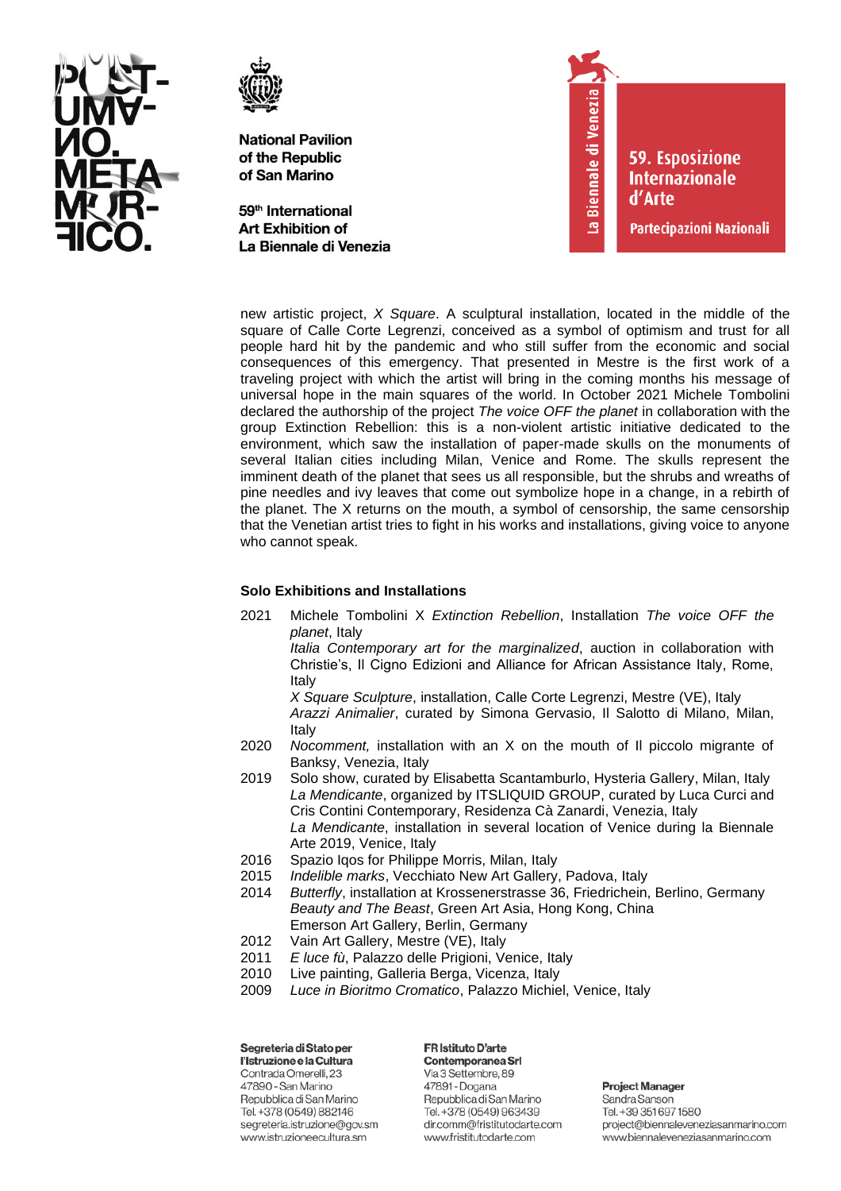new artistic project, *X Square*. A sculptural installation, located in the middle of the square of Calle Corte Legrenzi, conceived as a symbol of optimism and trust for all people hard hit by the pandemic and who still suffer from the economic and social consequences of this emergency. That presented in Mestre is the first work of a traveling project with which the artist will bring in the coming months his message of universal hope in the main squares of the world. In October 2021 Michele Tombolini declared the authorship of the project *The voice OFF the planet* in collaboration with the group Extinction Rebellion: this is a non-violent artistic initiative dedicated to the environment, which saw the installation of paper-made skulls on the monuments of several Italian cities including Milan, Venice and Rome. The skulls represent the imminent death of the planet that sees us all responsible, but the shrubs and wreaths of pine needles and ivy leaves that come out symbolize hope in a change, in a rebirth of the planet. The X returns on the mouth, a symbol of censorship, the same censorship that the Venetian artist tries to fight in his works and installations, giving voice to anyone who cannot speak.

### Solo Exhibitions and Installations

2021 Michele Tombolini X *Extinction Rebellion*, Installation *The voice OFF the planet*, Italy
*Italia Contemporary art for the marginalized*, auction in collaboration with Christie's, Il Cigno Edizioni and Alliance for African Assistance Italy, Rome, Italy
*X Square Sculpture*, installation, Calle Corte Legrenzi, Mestre (VE), Italy
*Arazzi Animalier*, curated by Simona Gervasio, Il Salotto di Milano, Milan, Italy

2020 *Nocomment,* installation with an X on the mouth of Il piccolo migrante of Banksy, Venezia, Italy

2019 Solo show, curated by Elisabetta Scantamburlo, Hysteria Gallery, Milan, Italy
*La Mendicante*, organized by ITSLIQUID GROUP, curated by Luca Curci and Cris Contini Contemporary, Residenza Cà Zanardi, Venezia, Italy
*La Mendicante*, installation in several location of Venice during la Biennale Arte 2019, Venice, Italy

2016 Spazio Iqos for Philippe Morris, Milan, Italy

2015 *Indelible marks*, Vecchiato New Art Gallery, Padova, Italy

2014 *Butterfly*, installation at Krossenerstrasse 36, Friedrichein, Berlino, Germany
*Beauty and The Beast*, Green Art Asia, Hong Kong, China
Emerson Art Gallery, Berlin, Germany

2012 Vain Art Gallery, Mestre (VE), Italy

2011 *E luce fù*, Palazzo delle Prigioni, Venice, Italy

2010 Live painting, Galleria Berga, Vicenza, Italy

2009 *Luce in Bioritmo Cromatico*, Palazzo Michiel, Venice, Italy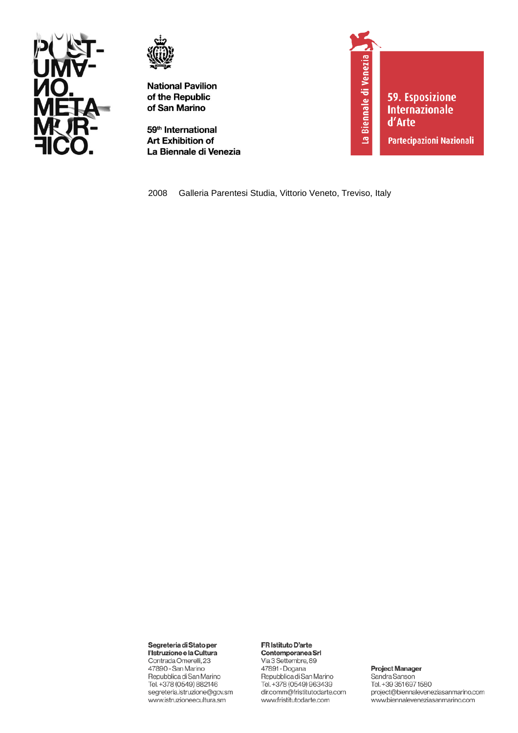2008 Galleria Parentesi Studia, Vittorio Veneto, Treviso, Italy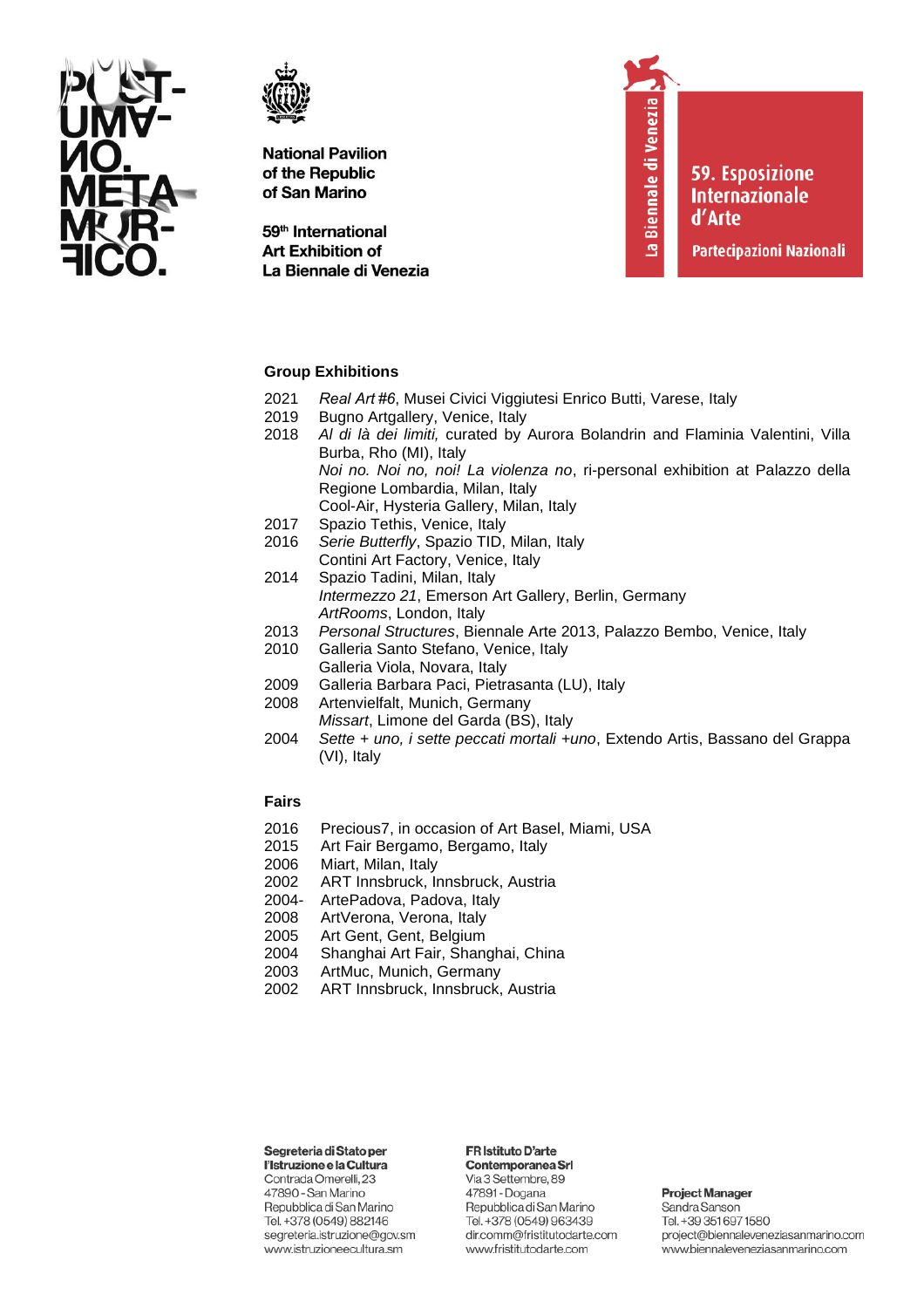## Group Exhibitions

- 2021 *Real Art #6*, Musei Civici Viggiutesi Enrico Butti, Varese, Italy
- 2019 Bugno Artgallery, Venice, Italy
- 2018 *Al di là dei limiti,* curated by Aurora Bolandrin and Flaminia Valentini, Villa Burba, Rho (MI), Italy
  *Noi no. Noi no, noi! La violenza no*, ri-personal exhibition at Palazzo della Regione Lombardia, Milan, Italy
  Cool-Air, Hysteria Gallery, Milan, Italy
- 2017 Spazio Tethis, Venice, Italy
- 2016 *Serie Butterfly*, Spazio TID, Milan, Italy
  Contini Art Factory, Venice, Italy
- 2014 Spazio Tadini, Milan, Italy
  *Intermezzo 21*, Emerson Art Gallery, Berlin, Germany
  *ArtRooms*, London, Italy
- 2013 *Personal Structures*, Biennale Arte 2013, Palazzo Bembo, Venice, Italy
- 2010 Galleria Santo Stefano, Venice, Italy
  Galleria Viola, Novara, Italy
- 2009 Galleria Barbara Paci, Pietrasanta (LU), Italy
- 2008 Artenvielfalt, Munich, Germany
  *Missart*, Limone del Garda (BS), Italy
- 2004 *Sette + uno, i sette peccati mortali +uno*, Extendo Artis, Bassano del Grappa (VI), Italy

## Fairs

- 2016 Precious7, in occasion of Art Basel, Miami, USA
- 2015 Art Fair Bergamo, Bergamo, Italy
- 2006 Miart, Milan, Italy
- 2002 ART Innsbruck, Innsbruck, Austria
- 2004- ArtePadova, Padova, Italy
- 2008 ArtVerona, Verona, Italy
- 2005 Art Gent, Gent, Belgium
- 2004 Shanghai Art Fair, Shanghai, China
- 2003 ArtMuc, Munich, Germany
- 2002 ART Innsbruck, Innsbruck, Austria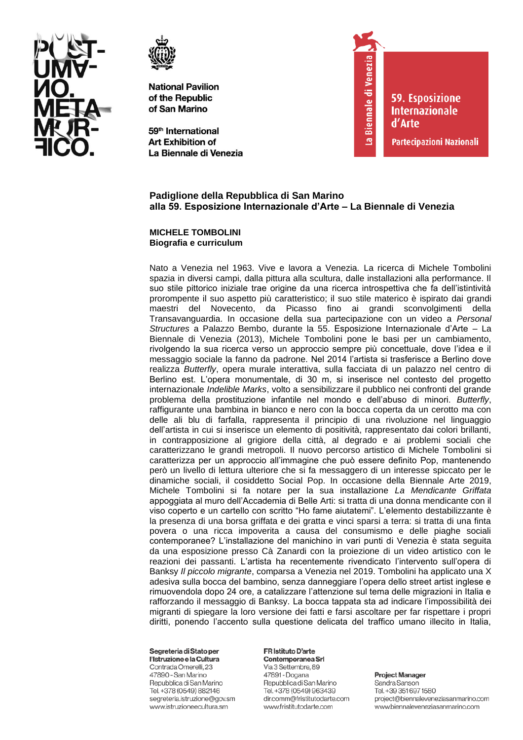**National Pavilion of the Republic of San Marino**

**59th International Art Exhibition of La Biennale di Venezia**

La Biennale di Venezia — 59. Esposizione Internazionale d'Arte — Partecipazioni Nazionali

## Padiglione della Repubblica di San Marino alla 59. Esposizione Internazionale d'Arte – La Biennale di Venezia

**MICHELE TOMBOLINI**
**Biografia e curriculum**

Nato a Venezia nel 1963. Vive e lavora a Venezia. La ricerca di Michele Tombolini spazia in diversi campi, dalla pittura alla scultura, dalle installazioni alla performance. Il suo stile pittorico iniziale trae origine da una ricerca introspettiva che fa dell'istintività prorompente il suo aspetto più caratteristico; il suo stile materico è ispirato dai grandi maestri del Novecento, da Picasso fino ai grandi sconvolgimenti della Transavanguardia. In occasione della sua partecipazione con un video a *Personal Structures* a Palazzo Bembo, durante la 55. Esposizione Internazionale d'Arte – La Biennale di Venezia (2013), Michele Tombolini pone le basi per un cambiamento, rivolgendo la sua ricerca verso un approccio sempre più concettuale, dove l'idea e il messaggio sociale la fanno da padrone. Nel 2014 l'artista si trasferisce a Berlino dove realizza *Butterfly*, opera murale interattiva, sulla facciata di un palazzo nel centro di Berlino est. L'opera monumentale, di 30 m, si inserisce nel contesto del progetto internazionale *Indelible Marks*, volto a sensibilizzare il pubblico nei confronti del grande problema della prostituzione infantile nel mondo e dell'abuso di minori. *Butterfly*, raffigurante una bambina in bianco e nero con la bocca coperta da un cerotto ma con delle ali blu di farfalla, rappresenta il principio di una rivoluzione nel linguaggio dell'artista in cui si inserisce un elemento di positività, rappresentato dai colori brillanti, in contrapposizione al grigiore della città, al degrado e ai problemi sociali che caratterizzano le grandi metropoli. Il nuovo percorso artistico di Michele Tombolini si caratterizza per un approccio all'immagine che può essere definito Pop, mantenendo però un livello di lettura ulteriore che si fa messaggero di un interesse spiccato per le dinamiche sociali, il cosiddetto Social Pop. In occasione della Biennale Arte 2019, Michele Tombolini si fa notare per la sua installazione *La Mendicante Griffata* appoggiata al muro dell'Accademia di Belle Arti: si tratta di una donna mendicante con il viso coperto e un cartello con scritto "Ho fame aiutatemi". L'elemento destabilizzante è la presenza di una borsa griffata e dei gratta e vinci sparsi a terra: si tratta di una finta povera o una ricca impoverita a causa del consumismo e delle piaghe sociali contemporanee? L'installazione del manichino in vari punti di Venezia è stata seguita da una esposizione presso Cà Zanardi con la proiezione di un video artistico con le reazioni dei passanti. L'artista ha recentemente rivendicato l'intervento sull'opera di Banksy *Il piccolo migrante*, comparsa a Venezia nel 2019. Tombolini ha applicato una X adesiva sulla bocca del bambino, senza danneggiare l'opera dello street artist inglese e rimuovendola dopo 24 ore, a catalizzare l'attenzione sul tema delle migrazioni in Italia e rafforzando il messaggio di Banksy. La bocca tappata sta ad indicare l'impossibilità dei migranti di spiegare la loro versione dei fatti e farsi ascoltare per far rispettare i propri diritti, ponendo l'accento sulla questione delicata del traffico umano illecito in Italia,

**Segreteria di Stato per l'Istruzione e la Cultura**
Contrada Omerelli, 23
47890 - San Marino
Repubblica di San Marino
Tel. +378 (0549) 882146
segreteria.istruzione@gov.sm
www.istruzioneecultura.sm

**FR Istituto D'arte Contemporanea Srl**
Via 3 Settembre, 89
47891 - Dogana
Repubblica di San Marino
Tel. +378 (0549) 963439
dir.comm@fristitutodarte.com
www.fristitutodarte.com

**Project Manager**
Sandra Sanson
Tel. +39 351 697 1580
project@biennaleveneziasanmarino.com
www.biennaleveneziasanmarino.com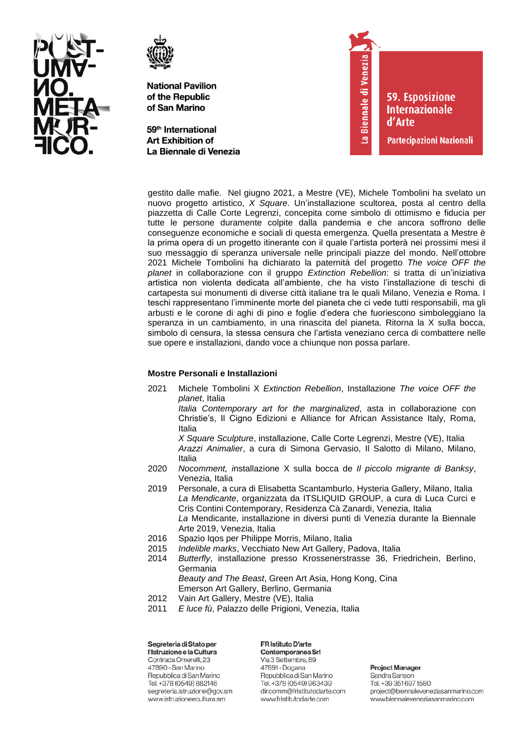gestito dalle mafie. Nel giugno 2021, a Mestre (VE), Michele Tombolini ha svelato un nuovo progetto artistico, *X Square*. Un'installazione scultorea, posta al centro della piazzetta di Calle Corte Legrenzi, concepita come simbolo di ottimismo e fiducia per tutte le persone duramente colpite dalla pandemia e che ancora soffrono delle conseguenze economiche e sociali di questa emergenza. Quella presentata a Mestre è la prima opera di un progetto itinerante con il quale l'artista porterà nei prossimi mesi il suo messaggio di speranza universale nelle principali piazze del mondo. Nell'ottobre 2021 Michele Tombolini ha dichiarato la paternità del progetto *The voice OFF the planet* in collaborazione con il gruppo *Extinction Rebellion*: si tratta di un'iniziativa artistica non violenta dedicata all'ambiente, che ha visto l'installazione di teschi di cartapesta sui monumenti di diverse città italiane tra le quali Milano, Venezia e Roma. I teschi rappresentano l'imminente morte del pianeta che ci vede tutti responsabili, ma gli arbusti e le corone di aghi di pino e foglie d'edera che fuoriescono simboleggiano la speranza in un cambiamento, in una rinascita del pianeta. Ritorna la X sulla bocca, simbolo di censura, la stessa censura che l'artista veneziano cerca di combattere nelle sue opere e installazioni, dando voce a chiunque non possa parlare.

**Mostre Personali e Installazioni**

2021 Michele Tombolini X *Extinction Rebellion*, Installazione *The voice OFF the planet*, Italia
*Italia Contemporary art for the marginalized*, asta in collaborazione con Christie's, Il Cigno Edizioni e Alliance for African Assistance Italy, Roma, Italia
*X Square Sculpture*, installazione, Calle Corte Legrenzi, Mestre (VE), Italia
*Arazzi Animalier*, a cura di Simona Gervasio, Il Salotto di Milano, Milano, Italia

2020 *Nocomment, i*nstallazione X sulla bocca de *Il piccolo migrante di Banksy*, Venezia, Italia

2019 Personale, a cura di Elisabetta Scantamburlo, Hysteria Gallery, Milano, Italia
*La Mendicante*, organizzata da ITSLIQUID GROUP, a cura di Luca Curci e Cris Contini Contemporary, Residenza Cà Zanardi, Venezia, Italia
*La* Mendicante, installazione in diversi punti di Venezia durante la Biennale Arte 2019, Venezia, Italia

2016 Spazio Iqos per Philippe Morris, Milano, Italia

2015 *Indelible marks*, Vecchiato New Art Gallery, Padova, Italia

2014 *Butterfly*, installazione presso Krossenerstrasse 36, Friedrichein, Berlino, Germania
*Beauty and The Beast*, Green Art Asia, Hong Kong, Cina
Emerson Art Gallery, Berlino, Germania

2012 Vain Art Gallery, Mestre (VE), Italia

2011 *E luce fù*, Palazzo delle Prigioni, Venezia, Italia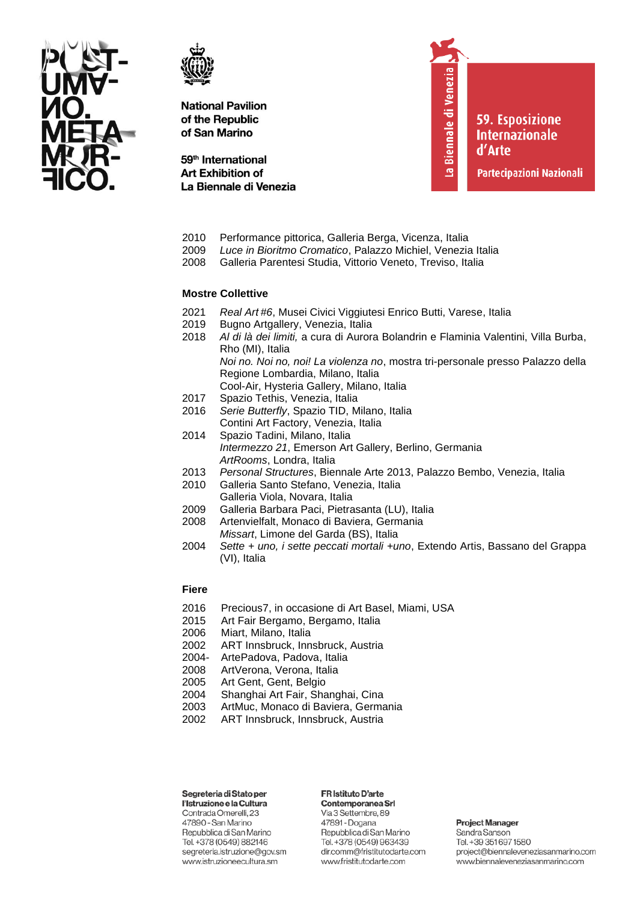2010 Performance pittorica, Galleria Berga, Vicenza, Italia
2009 *Luce in Bioritmo Cromatico*, Palazzo Michiel, Venezia Italia
2008 Galleria Parentesi Studia, Vittorio Veneto, Treviso, Italia

**Mostre Collettive**

2021 *Real Art #6*, Musei Civici Viggiutesi Enrico Butti, Varese, Italia
2019 Bugno Artgallery, Venezia, Italia
2018 *Al di là dei limiti,* a cura di Aurora Bolandrin e Flaminia Valentini, Villa Burba, Rho (MI), Italia
*Noi no. Noi no, noi! La violenza no*, mostra tri-personale presso Palazzo della Regione Lombardia, Milano, Italia
Cool-Air, Hysteria Gallery, Milano, Italia
2017 Spazio Tethis, Venezia, Italia
2016 *Serie Butterfly*, Spazio TID, Milano, Italia
Contini Art Factory, Venezia, Italia
2014 Spazio Tadini, Milano, Italia
*Intermezzo 21*, Emerson Art Gallery, Berlino, Germania
*ArtRooms*, Londra, Italia
2013 *Personal Structures*, Biennale Arte 2013, Palazzo Bembo, Venezia, Italia
2010 Galleria Santo Stefano, Venezia, Italia
Galleria Viola, Novara, Italia
2009 Galleria Barbara Paci, Pietrasanta (LU), Italia
2008 Artenvielfalt, Monaco di Baviera, Germania
*Missart*, Limone del Garda (BS), Italia
2004 *Sette + uno, i sette peccati mortali +uno*, Extendo Artis, Bassano del Grappa (VI), Italia

**Fiere**

2016 Precious7, in occasione di Art Basel, Miami, USA
2015 Art Fair Bergamo, Bergamo, Italia
2006 Miart, Milano, Italia
2002 ART Innsbruck, Innsbruck, Austria
2004- ArtePadova, Padova, Italia
2008 ArtVerona, Verona, Italia
2005 Art Gent, Gent, Belgio
2004 Shanghai Art Fair, Shanghai, Cina
2003 ArtMuc, Monaco di Baviera, Germania
2002 ART Innsbruck, Innsbruck, Austria